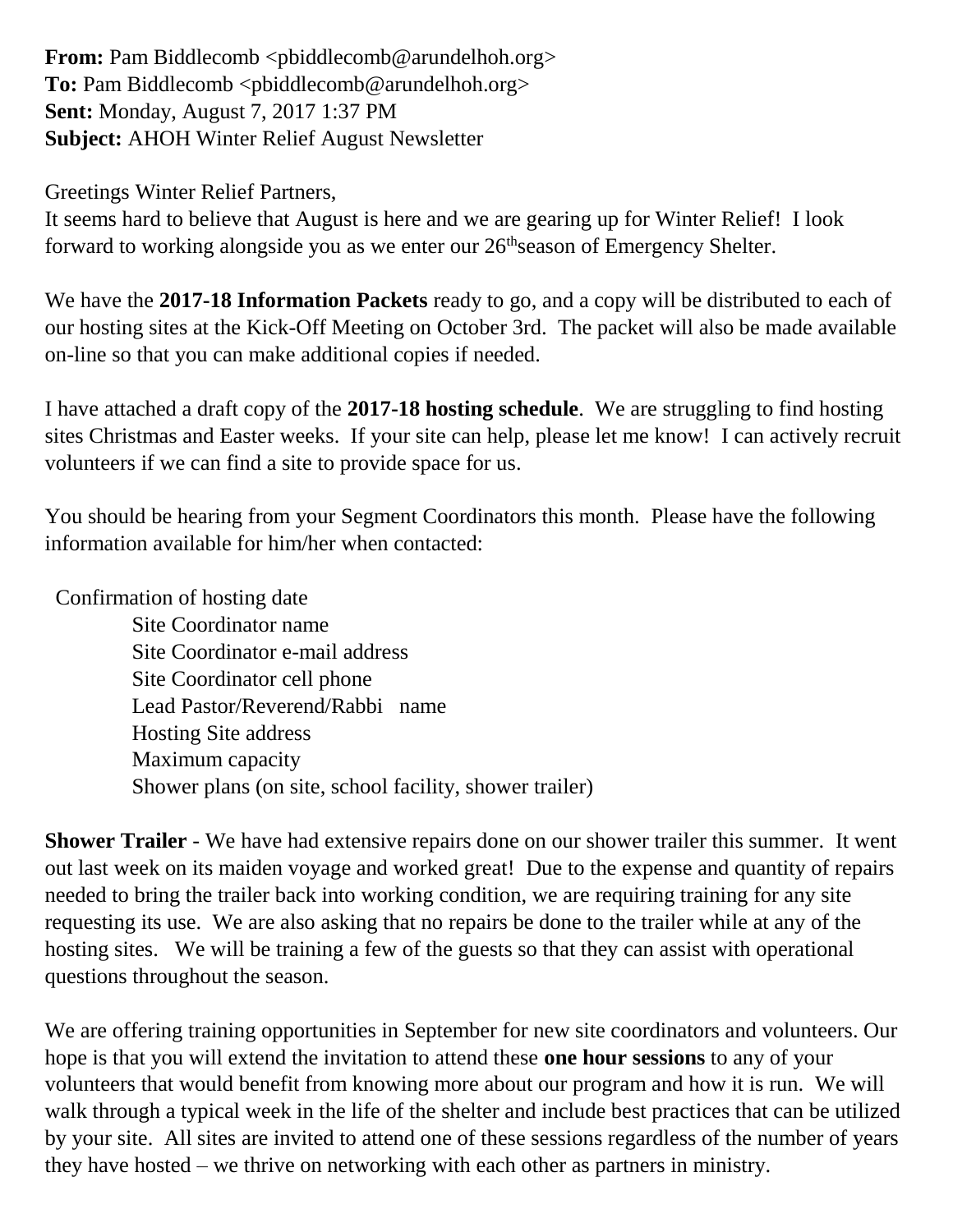**From:** Pam Biddlecomb <pbiddlecomb@arundelhoh.org>
**To:** Pam Biddlecomb <pbiddlecomb@arundelhoh.org>
**Sent:** Monday, August 7, 2017 1:37 PM
**Subject:** AHOH Winter Relief August Newsletter

Greetings Winter Relief Partners,
It seems hard to believe that August is here and we are gearing up for Winter Relief! I look forward to working alongside you as we enter our 26th season of Emergency Shelter.

We have the **2017-18 Information Packets** ready to go, and a copy will be distributed to each of our hosting sites at the Kick-Off Meeting on October 3rd. The packet will also be made available on-line so that you can make additional copies if needed.

I have attached a draft copy of the **2017-18 hosting schedule**. We are struggling to find hosting sites Christmas and Easter weeks. If your site can help, please let me know! I can actively recruit volunteers if we can find a site to provide space for us.

You should be hearing from your Segment Coordinators this month. Please have the following information available for him/her when contacted:

Confirmation of hosting date
- Site Coordinator name
- Site Coordinator e-mail address
- Site Coordinator cell phone
- Lead Pastor/Reverend/Rabbi name
- Hosting Site address
- Maximum capacity
- Shower plans (on site, school facility, shower trailer)

**Shower Trailer** - We have had extensive repairs done on our shower trailer this summer. It went out last week on its maiden voyage and worked great! Due to the expense and quantity of repairs needed to bring the trailer back into working condition, we are requiring training for any site requesting its use. We are also asking that no repairs be done to the trailer while at any of the hosting sites. We will be training a few of the guests so that they can assist with operational questions throughout the season.

We are offering training opportunities in September for new site coordinators and volunteers. Our hope is that you will extend the invitation to attend these **one hour sessions** to any of your volunteers that would benefit from knowing more about our program and how it is run. We will walk through a typical week in the life of the shelter and include best practices that can be utilized by your site. All sites are invited to attend one of these sessions regardless of the number of years they have hosted – we thrive on networking with each other as partners in ministry.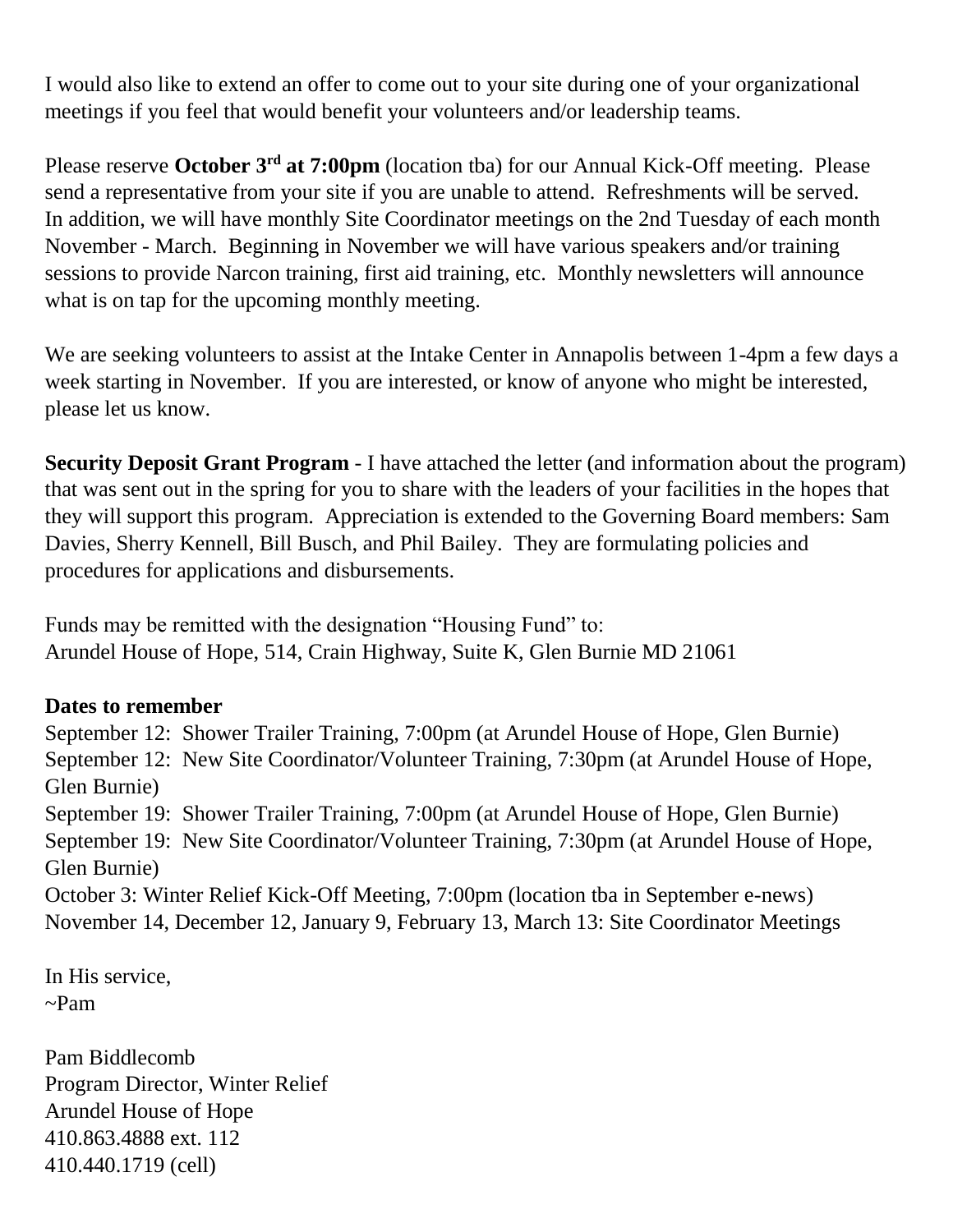I would also like to extend an offer to come out to your site during one of your organizational meetings if you feel that would benefit your volunteers and/or leadership teams.

Please reserve **October 3rd at 7:00pm** (location tba) for our Annual Kick-Off meeting. Please send a representative from your site if you are unable to attend. Refreshments will be served. In addition, we will have monthly Site Coordinator meetings on the 2nd Tuesday of each month November - March. Beginning in November we will have various speakers and/or training sessions to provide Narcon training, first aid training, etc. Monthly newsletters will announce what is on tap for the upcoming monthly meeting.

We are seeking volunteers to assist at the Intake Center in Annapolis between 1-4pm a few days a week starting in November. If you are interested, or know of anyone who might be interested, please let us know.

**Security Deposit Grant Program** - I have attached the letter (and information about the program) that was sent out in the spring for you to share with the leaders of your facilities in the hopes that they will support this program. Appreciation is extended to the Governing Board members: Sam Davies, Sherry Kennell, Bill Busch, and Phil Bailey. They are formulating policies and procedures for applications and disbursements.

Funds may be remitted with the designation "Housing Fund" to:
Arundel House of Hope, 514, Crain Highway, Suite K, Glen Burnie MD 21061

**Dates to remember**

September 12: Shower Trailer Training, 7:00pm (at Arundel House of Hope, Glen Burnie)
September 12: New Site Coordinator/Volunteer Training, 7:30pm (at Arundel House of Hope, Glen Burnie)
September 19: Shower Trailer Training, 7:00pm (at Arundel House of Hope, Glen Burnie)
September 19: New Site Coordinator/Volunteer Training, 7:30pm (at Arundel House of Hope, Glen Burnie)
October 3: Winter Relief Kick-Off Meeting, 7:00pm (location tba in September e-news)
November 14, December 12, January 9, February 13, March 13: Site Coordinator Meetings

In His service,
~Pam

Pam Biddlecomb
Program Director, Winter Relief
Arundel House of Hope
410.863.4888 ext. 112
410.440.1719 (cell)